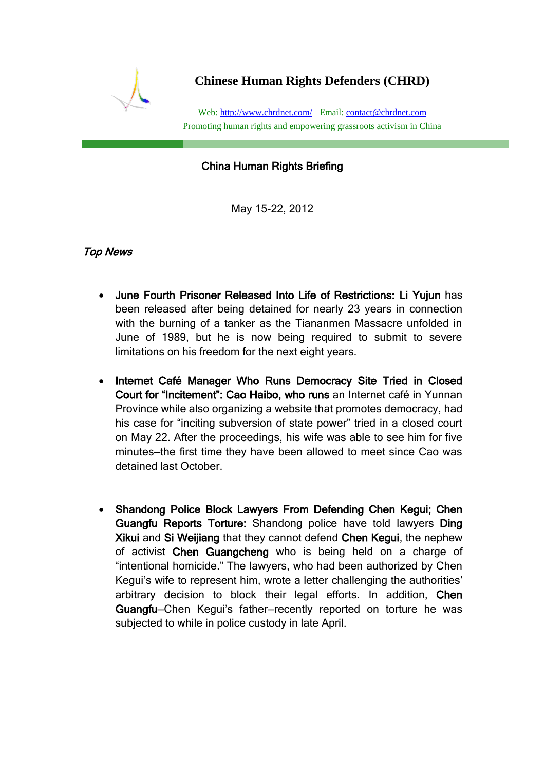# Chinese Human Rights Defenders (CHRD)

Web: http://www.chrdnet.com/ Email: contact@chrdnet.com
Promoting human rights and empowering grassroots activism in China

## China Human Rights Briefing

May 15-22, 2012

### *Top News*

- **June Fourth Prisoner Released Into Life of Restrictions: Li Yujun** has been released after being detained for nearly 23 years in connection with the burning of a tanker as the Tiananmen Massacre unfolded in June of 1989, but he is now being required to submit to severe limitations on his freedom for the next eight years.

- **Internet Café Manager Who Runs Democracy Site Tried in Closed Court for "Incitement": Cao Haibo, who runs** an Internet café in Yunnan Province while also organizing a website that promotes democracy, had his case for "inciting subversion of state power" tried in a closed court on May 22. After the proceedings, his wife was able to see him for five minutes—the first time they have been allowed to meet since Cao was detained last October.

- **Shandong Police Block Lawyers From Defending Chen Kegui; Chen Guangfu Reports Torture:** Shandong police have told lawyers **Ding Xikui** and **Si Weijiang** that they cannot defend **Chen Kegui**, the nephew of activist **Chen Guangcheng** who is being held on a charge of "intentional homicide." The lawyers, who had been authorized by Chen Kegui's wife to represent him, wrote a letter challenging the authorities' arbitrary decision to block their legal efforts. In addition, **Chen Guangfu**—Chen Kegui's father—recently reported on torture he was subjected to while in police custody in late April.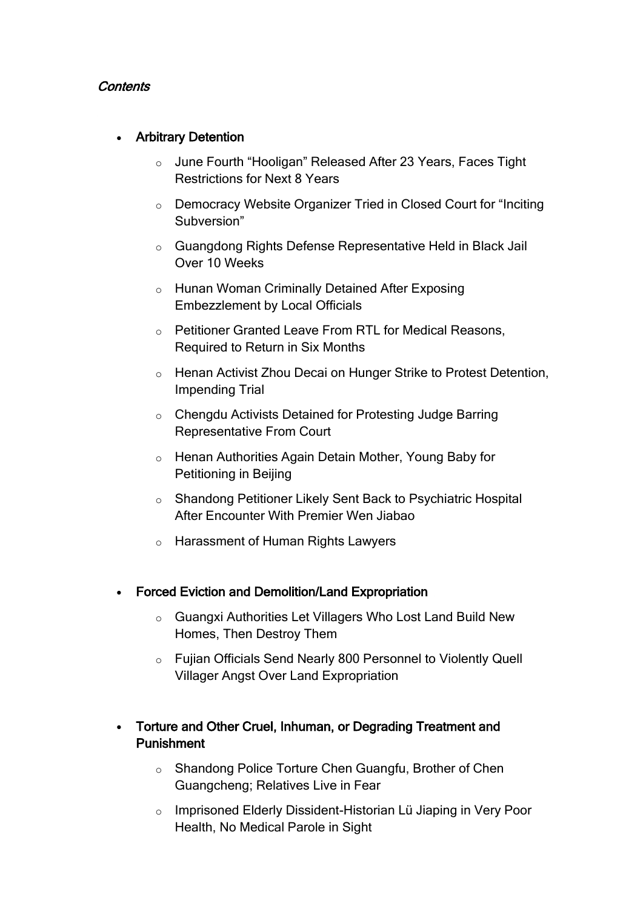*Contents*

- **Arbitrary Detention**
  - June Fourth "Hooligan" Released After 23 Years, Faces Tight Restrictions for Next 8 Years
  - Democracy Website Organizer Tried in Closed Court for "Inciting Subversion"
  - Guangdong Rights Defense Representative Held in Black Jail Over 10 Weeks
  - Hunan Woman Criminally Detained After Exposing Embezzlement by Local Officials
  - Petitioner Granted Leave From RTL for Medical Reasons, Required to Return in Six Months
  - Henan Activist Zhou Decai on Hunger Strike to Protest Detention, Impending Trial
  - Chengdu Activists Detained for Protesting Judge Barring Representative From Court
  - Henan Authorities Again Detain Mother, Young Baby for Petitioning in Beijing
  - Shandong Petitioner Likely Sent Back to Psychiatric Hospital After Encounter With Premier Wen Jiabao
  - Harassment of Human Rights Lawyers

- **Forced Eviction and Demolition/Land Expropriation**
  - Guangxi Authorities Let Villagers Who Lost Land Build New Homes, Then Destroy Them
  - Fujian Officials Send Nearly 800 Personnel to Violently Quell Villager Angst Over Land Expropriation

- **Torture and Other Cruel, Inhuman, or Degrading Treatment and Punishment**
  - Shandong Police Torture Chen Guangfu, Brother of Chen Guangcheng; Relatives Live in Fear
  - Imprisoned Elderly Dissident-Historian Lü Jiaping in Very Poor Health, No Medical Parole in Sight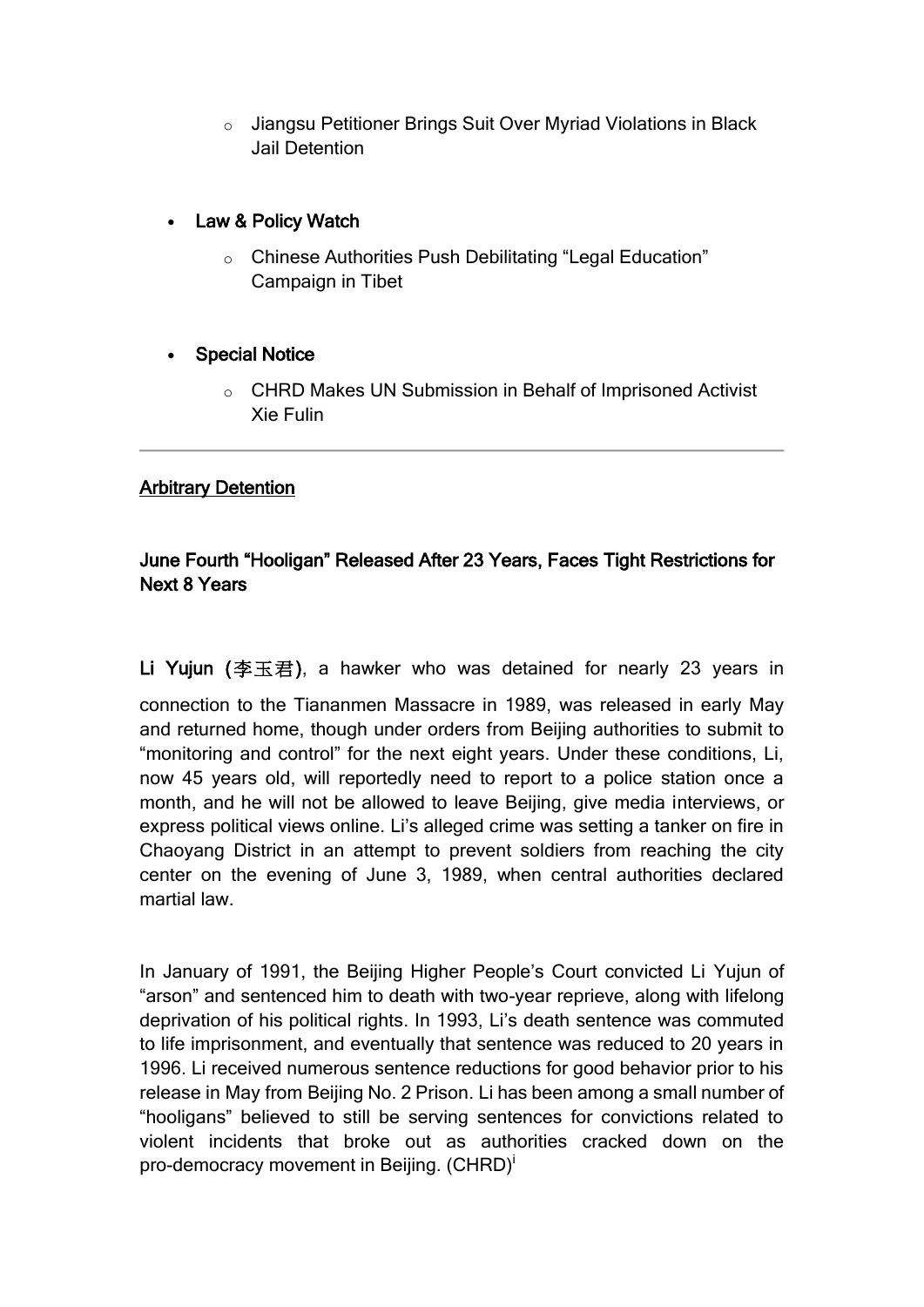- Jiangsu Petitioner Brings Suit Over Myriad Violations in Black Jail Detention

- **Law & Policy Watch**
  - Chinese Authorities Push Debilitating "Legal Education" Campaign in Tibet

- **Special Notice**
  - CHRD Makes UN Submission in Behalf of Imprisoned Activist Xie Fulin

---

## Arbitrary Detention

### June Fourth "Hooligan" Released After 23 Years, Faces Tight Restrictions for Next 8 Years

**Li Yujun (李玉君)**, a hawker who was detained for nearly 23 years in connection to the Tiananmen Massacre in 1989, was released in early May and returned home, though under orders from Beijing authorities to submit to "monitoring and control" for the next eight years. Under these conditions, Li, now 45 years old, will reportedly need to report to a police station once a month, and he will not be allowed to leave Beijing, give media interviews, or express political views online. Li's alleged crime was setting a tanker on fire in Chaoyang District in an attempt to prevent soldiers from reaching the city center on the evening of June 3, 1989, when central authorities declared martial law.

In January of 1991, the Beijing Higher People's Court convicted Li Yujun of "arson" and sentenced him to death with two-year reprieve, along with lifelong deprivation of his political rights. In 1993, Li's death sentence was commuted to life imprisonment, and eventually that sentence was reduced to 20 years in 1996. Li received numerous sentence reductions for good behavior prior to his release in May from Beijing No. 2 Prison. Li has been among a small number of "hooligans" believed to still be serving sentences for convictions related to violent incidents that broke out as authorities cracked down on the pro-democracy movement in Beijing. (CHRD)[i]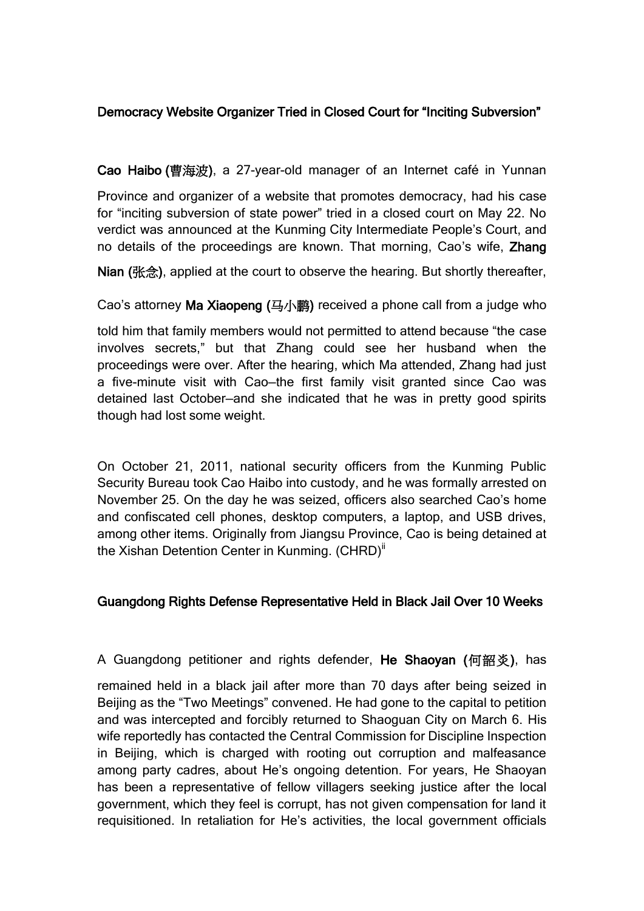## Democracy Website Organizer Tried in Closed Court for "Inciting Subversion"

**Cao Haibo (曹海波)**, a 27-year-old manager of an Internet café in Yunnan Province and organizer of a website that promotes democracy, had his case for "inciting subversion of state power" tried in a closed court on May 22. No verdict was announced at the Kunming City Intermediate People's Court, and no details of the proceedings are known. That morning, Cao's wife, **Zhang Nian (张念)**, applied at the court to observe the hearing. But shortly thereafter, Cao's attorney **Ma Xiaopeng (马小鹏)** received a phone call from a judge who told him that family members would not permitted to attend because "the case involves secrets," but that Zhang could see her husband when the proceedings were over. After the hearing, which Ma attended, Zhang had just a five-minute visit with Cao—the first family visit granted since Cao was detained last October—and she indicated that he was in pretty good spirits though had lost some weight.

On October 21, 2011, national security officers from the Kunming Public Security Bureau took Cao Haibo into custody, and he was formally arrested on November 25. On the day he was seized, officers also searched Cao's home and confiscated cell phones, desktop computers, a laptop, and USB drives, among other items. Originally from Jiangsu Province, Cao is being detained at the Xishan Detention Center in Kunming. (CHRD)[ii]

## Guangdong Rights Defense Representative Held in Black Jail Over 10 Weeks

A Guangdong petitioner and rights defender, **He Shaoyan (何韶炎)**, has remained held in a black jail after more than 70 days after being seized in Beijing as the "Two Meetings" convened. He had gone to the capital to petition and was intercepted and forcibly returned to Shaoguan City on March 6. His wife reportedly has contacted the Central Commission for Discipline Inspection in Beijing, which is charged with rooting out corruption and malfeasance among party cadres, about He's ongoing detention. For years, He Shaoyan has been a representative of fellow villagers seeking justice after the local government, which they feel is corrupt, has not given compensation for land it requisitioned. In retaliation for He's activities, the local government officials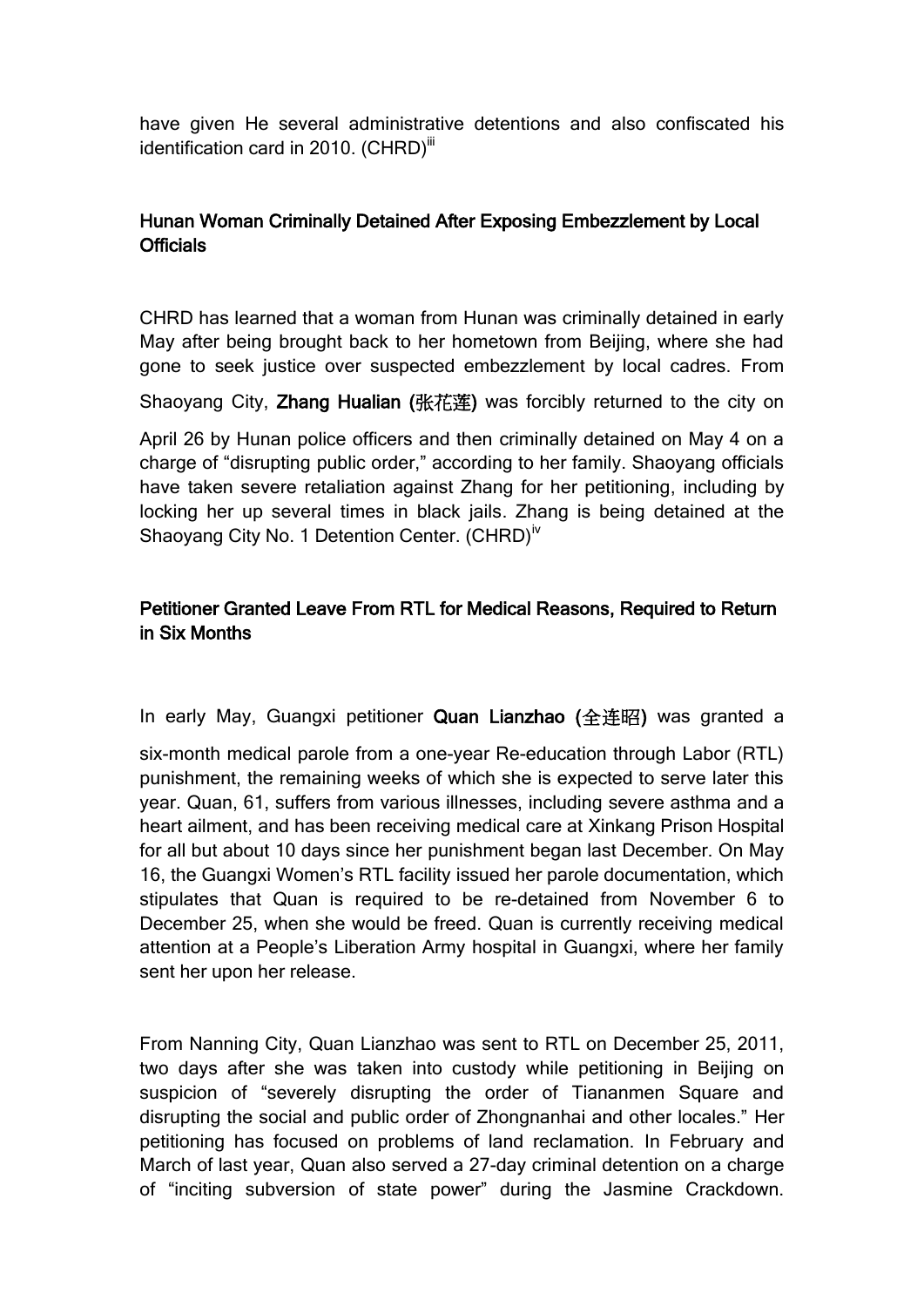have given He several administrative detentions and also confiscated his identification card in 2010. (CHRD)[iii]

### Hunan Woman Criminally Detained After Exposing Embezzlement by Local Officials

CHRD has learned that a woman from Hunan was criminally detained in early May after being brought back to her hometown from Beijing, where she had gone to seek justice over suspected embezzlement by local cadres. From Shaoyang City, **Zhang Hualian (张花莲)** was forcibly returned to the city on April 26 by Hunan police officers and then criminally detained on May 4 on a charge of "disrupting public order," according to her family. Shaoyang officials have taken severe retaliation against Zhang for her petitioning, including by locking her up several times in black jails. Zhang is being detained at the Shaoyang City No. 1 Detention Center. (CHRD)[iv]

### Petitioner Granted Leave From RTL for Medical Reasons, Required to Return in Six Months

In early May, Guangxi petitioner **Quan Lianzhao (全连昭)** was granted a six-month medical parole from a one-year Re-education through Labor (RTL) punishment, the remaining weeks of which she is expected to serve later this year. Quan, 61, suffers from various illnesses, including severe asthma and a heart ailment, and has been receiving medical care at Xinkang Prison Hospital for all but about 10 days since her punishment began last December. On May 16, the Guangxi Women's RTL facility issued her parole documentation, which stipulates that Quan is required to be re-detained from November 6 to December 25, when she would be freed. Quan is currently receiving medical attention at a People's Liberation Army hospital in Guangxi, where her family sent her upon her release.

From Nanning City, Quan Lianzhao was sent to RTL on December 25, 2011, two days after she was taken into custody while petitioning in Beijing on suspicion of "severely disrupting the order of Tiananmen Square and disrupting the social and public order of Zhongnanhai and other locales." Her petitioning has focused on problems of land reclamation. In February and March of last year, Quan also served a 27-day criminal detention on a charge of "inciting subversion of state power" during the Jasmine Crackdown.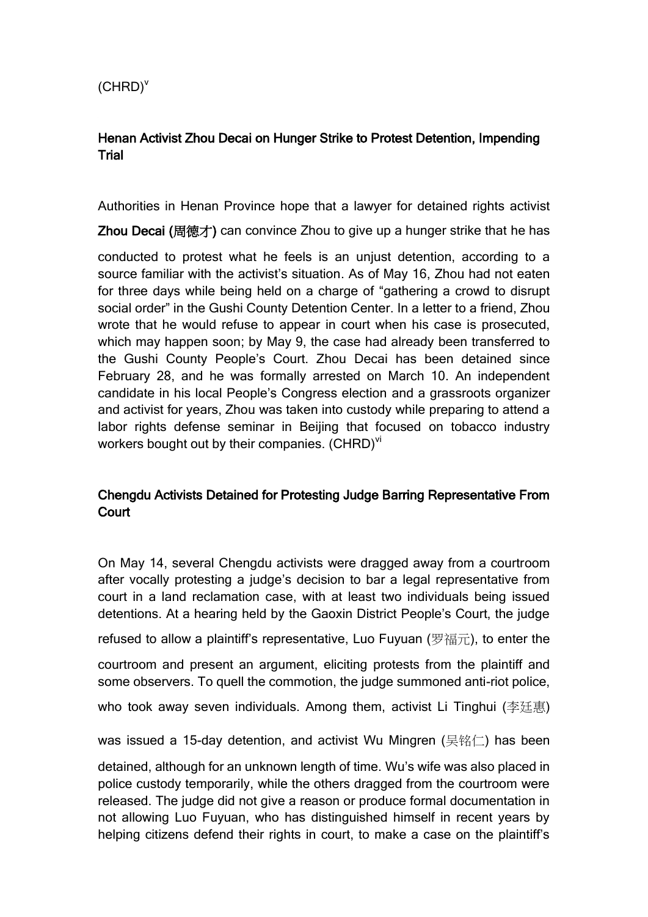(CHRD)[v]

## Henan Activist Zhou Decai on Hunger Strike to Protest Detention, Impending Trial

Authorities in Henan Province hope that a lawyer for detained rights activist **Zhou Decai (周德才)** can convince Zhou to give up a hunger strike that he has conducted to protest what he feels is an unjust detention, according to a source familiar with the activist's situation. As of May 16, Zhou had not eaten for three days while being held on a charge of "gathering a crowd to disrupt social order" in the Gushi County Detention Center. In a letter to a friend, Zhou wrote that he would refuse to appear in court when his case is prosecuted, which may happen soon; by May 9, the case had already been transferred to the Gushi County People's Court. Zhou Decai has been detained since February 28, and he was formally arrested on March 10. An independent candidate in his local People's Congress election and a grassroots organizer and activist for years, Zhou was taken into custody while preparing to attend a labor rights defense seminar in Beijing that focused on tobacco industry workers bought out by their companies. (CHRD)[vi]

## Chengdu Activists Detained for Protesting Judge Barring Representative From Court

On May 14, several Chengdu activists were dragged away from a courtroom after vocally protesting a judge's decision to bar a legal representative from court in a land reclamation case, with at least two individuals being issued detentions. At a hearing held by the Gaoxin District People's Court, the judge refused to allow a plaintiff's representative, Luo Fuyuan (罗福元), to enter the courtroom and present an argument, eliciting protests from the plaintiff and some observers. To quell the commotion, the judge summoned anti-riot police, who took away seven individuals. Among them, activist Li Tinghui (李廷惠) was issued a 15-day detention, and activist Wu Mingren (吴铭仁) has been detained, although for an unknown length of time. Wu's wife was also placed in police custody temporarily, while the others dragged from the courtroom were released. The judge did not give a reason or produce formal documentation in not allowing Luo Fuyuan, who has distinguished himself in recent years by helping citizens defend their rights in court, to make a case on the plaintiff's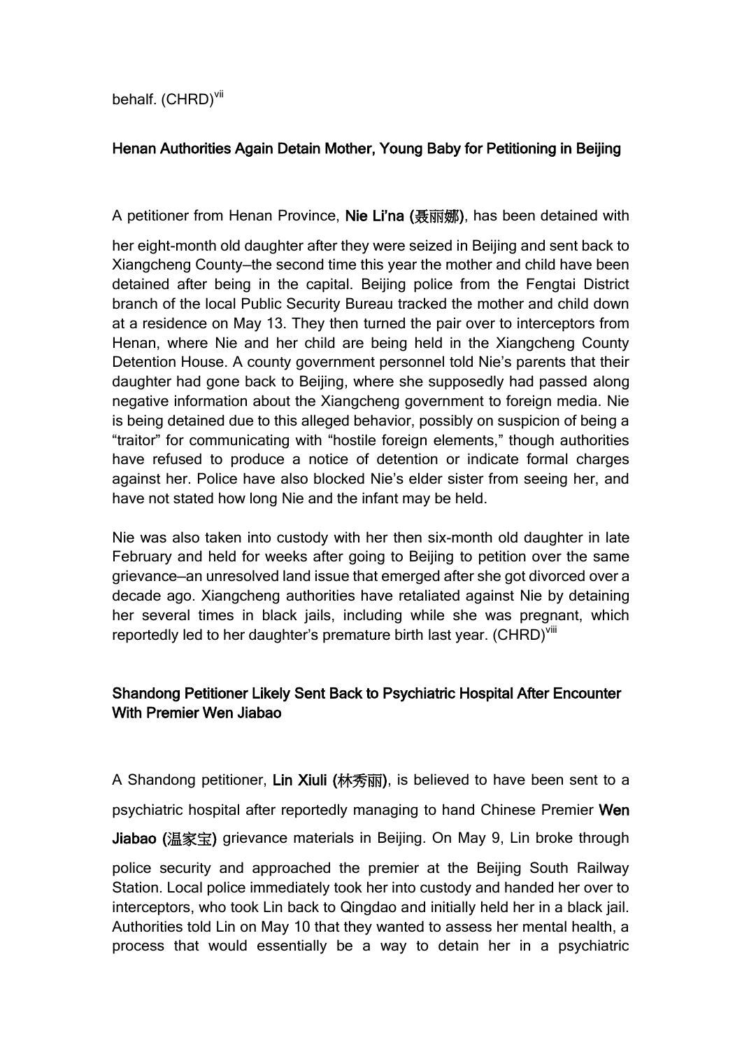behalf. (CHRD)[vii]

### Henan Authorities Again Detain Mother, Young Baby for Petitioning in Beijing

A petitioner from Henan Province, **Nie Li'na (聂丽娜)**, has been detained with her eight-month old daughter after they were seized in Beijing and sent back to Xiangcheng County—the second time this year the mother and child have been detained after being in the capital. Beijing police from the Fengtai District branch of the local Public Security Bureau tracked the mother and child down at a residence on May 13. They then turned the pair over to interceptors from Henan, where Nie and her child are being held in the Xiangcheng County Detention House. A county government personnel told Nie's parents that their daughter had gone back to Beijing, where she supposedly had passed along negative information about the Xiangcheng government to foreign media. Nie is being detained due to this alleged behavior, possibly on suspicion of being a "traitor" for communicating with "hostile foreign elements," though authorities have refused to produce a notice of detention or indicate formal charges against her. Police have also blocked Nie's elder sister from seeing her, and have not stated how long Nie and the infant may be held.

Nie was also taken into custody with her then six-month old daughter in late February and held for weeks after going to Beijing to petition over the same grievance—an unresolved land issue that emerged after she got divorced over a decade ago. Xiangcheng authorities have retaliated against Nie by detaining her several times in black jails, including while she was pregnant, which reportedly led to her daughter's premature birth last year. (CHRD)[viii]

### Shandong Petitioner Likely Sent Back to Psychiatric Hospital After Encounter With Premier Wen Jiabao

A Shandong petitioner, **Lin Xiuli (林秀丽)**, is believed to have been sent to a psychiatric hospital after reportedly managing to hand Chinese Premier **Wen Jiabao (温家宝)** grievance materials in Beijing. On May 9, Lin broke through police security and approached the premier at the Beijing South Railway Station. Local police immediately took her into custody and handed her over to interceptors, who took Lin back to Qingdao and initially held her in a black jail. Authorities told Lin on May 10 that they wanted to assess her mental health, a process that would essentially be a way to detain her in a psychiatric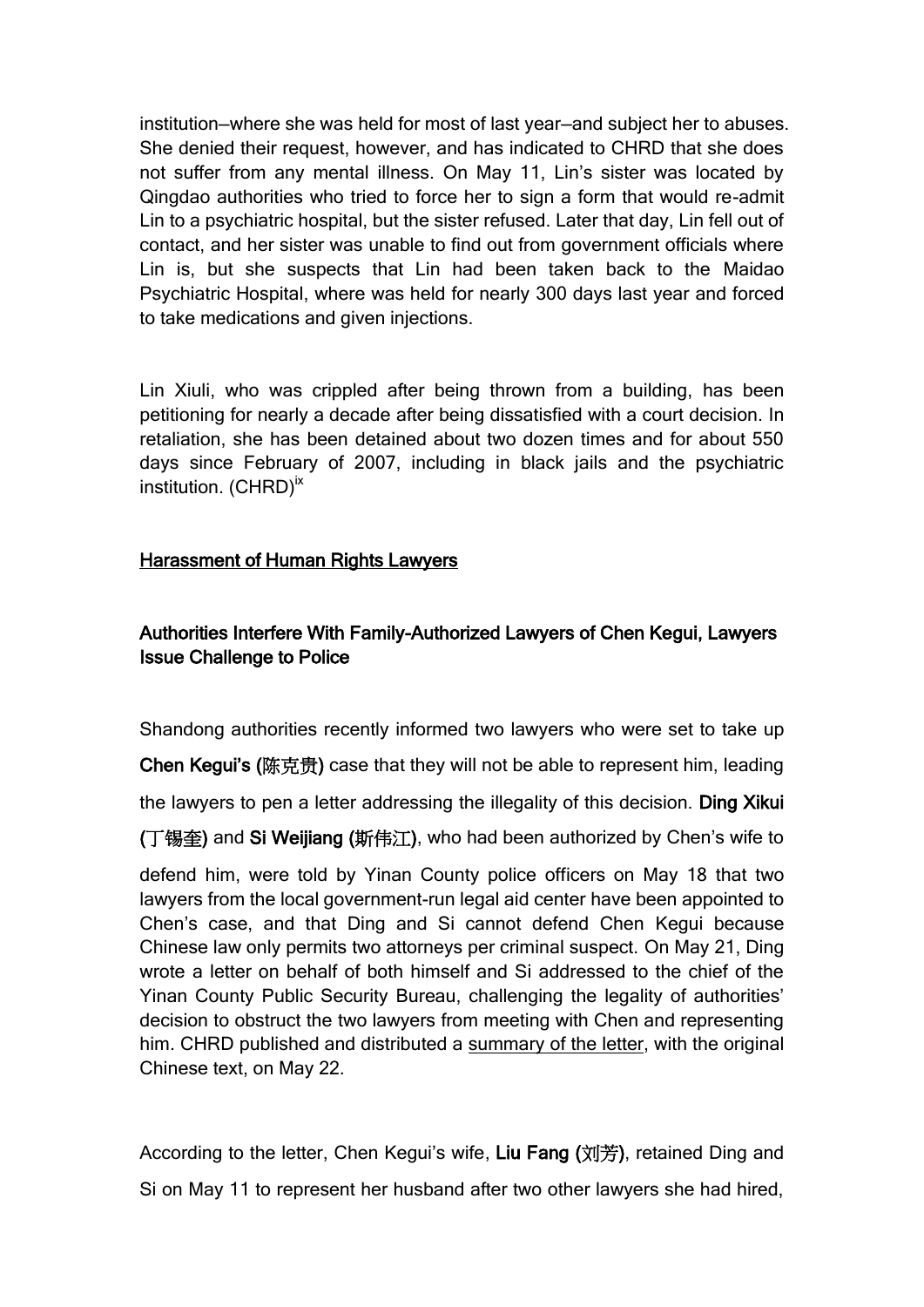institution—where she was held for most of last year—and subject her to abuses. She denied their request, however, and has indicated to CHRD that she does not suffer from any mental illness. On May 11, Lin's sister was located by Qingdao authorities who tried to force her to sign a form that would re-admit Lin to a psychiatric hospital, but the sister refused. Later that day, Lin fell out of contact, and her sister was unable to find out from government officials where Lin is, but she suspects that Lin had been taken back to the Maidao Psychiatric Hospital, where was held for nearly 300 days last year and forced to take medications and given injections.

Lin Xiuli, who was crippled after being thrown from a building, has been petitioning for nearly a decade after being dissatisfied with a court decision. In retaliation, she has been detained about two dozen times and for about 550 days since February of 2007, including in black jails and the psychiatric institution. (CHRD)[ix]

## Harassment of Human Rights Lawyers

### Authorities Interfere With Family-Authorized Lawyers of Chen Kegui, Lawyers Issue Challenge to Police

Shandong authorities recently informed two lawyers who were set to take up **Chen Kegui's (陈克贵)** case that they will not be able to represent him, leading the lawyers to pen a letter addressing the illegality of this decision. **Ding Xikui (丁锡奎)** and **Si Weijiang (斯伟江)**, who had been authorized by Chen's wife to defend him, were told by Yinan County police officers on May 18 that two lawyers from the local government-run legal aid center have been appointed to Chen's case, and that Ding and Si cannot defend Chen Kegui because Chinese law only permits two attorneys per criminal suspect. On May 21, Ding wrote a letter on behalf of both himself and Si addressed to the chief of the Yinan County Public Security Bureau, challenging the legality of authorities' decision to obstruct the two lawyers from meeting with Chen and representing him. CHRD published and distributed a summary of the letter, with the original Chinese text, on May 22.

According to the letter, Chen Kegui's wife, **Liu Fang (刘芳)**, retained Ding and Si on May 11 to represent her husband after two other lawyers she had hired,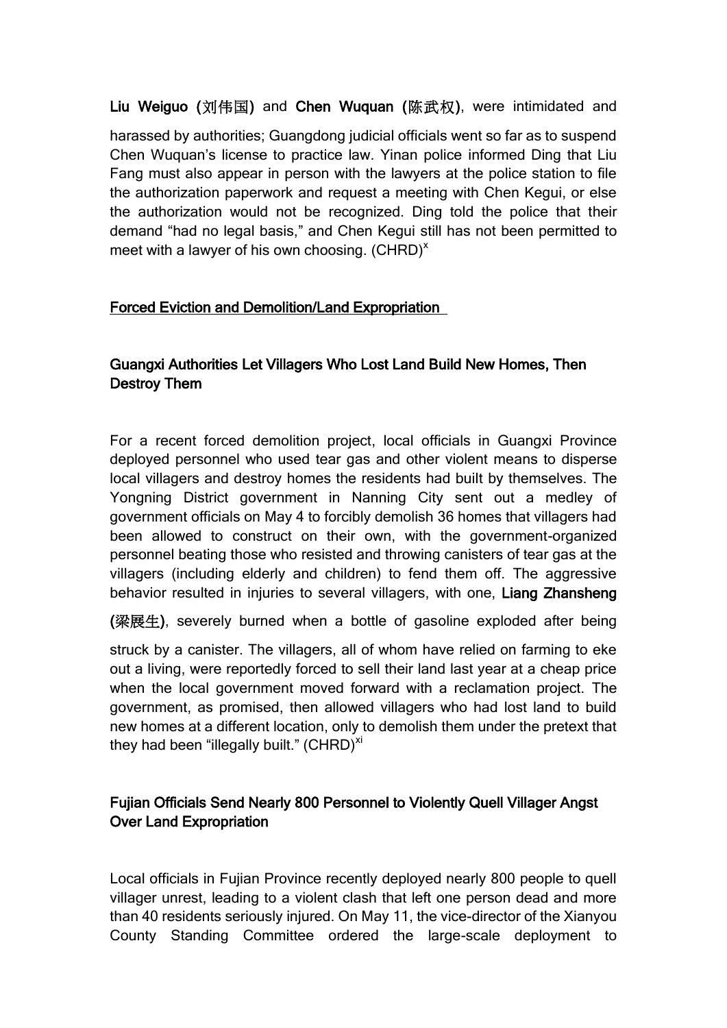**Liu Weiguo** (刘伟国) and **Chen Wuquan** (陈武权), were intimidated and harassed by authorities; Guangdong judicial officials went so far as to suspend Chen Wuquan's license to practice law. Yinan police informed Ding that Liu Fang must also appear in person with the lawyers at the police station to file the authorization paperwork and request a meeting with Chen Kegui, or else the authorization would not be recognized. Ding told the police that their demand "had no legal basis," and Chen Kegui still has not been permitted to meet with a lawyer of his own choosing. (CHRD)[x]

## Forced Eviction and Demolition/Land Expropriation

### Guangxi Authorities Let Villagers Who Lost Land Build New Homes, Then Destroy Them

For a recent forced demolition project, local officials in Guangxi Province deployed personnel who used tear gas and other violent means to disperse local villagers and destroy homes the residents had built by themselves. The Yongning District government in Nanning City sent out a medley of government officials on May 4 to forcibly demolish 36 homes that villagers had been allowed to construct on their own, with the government-organized personnel beating those who resisted and throwing canisters of tear gas at the villagers (including elderly and children) to fend them off. The aggressive behavior resulted in injuries to several villagers, with one, **Liang Zhansheng** (梁展生), severely burned when a bottle of gasoline exploded after being struck by a canister. The villagers, all of whom have relied on farming to eke out a living, were reportedly forced to sell their land last year at a cheap price when the local government moved forward with a reclamation project. The government, as promised, then allowed villagers who had lost land to build new homes at a different location, only to demolish them under the pretext that they had been "illegally built." (CHRD)[xi]

### Fujian Officials Send Nearly 800 Personnel to Violently Quell Villager Angst Over Land Expropriation

Local officials in Fujian Province recently deployed nearly 800 people to quell villager unrest, leading to a violent clash that left one person dead and more than 40 residents seriously injured. On May 11, the vice-director of the Xianyou County Standing Committee ordered the large-scale deployment to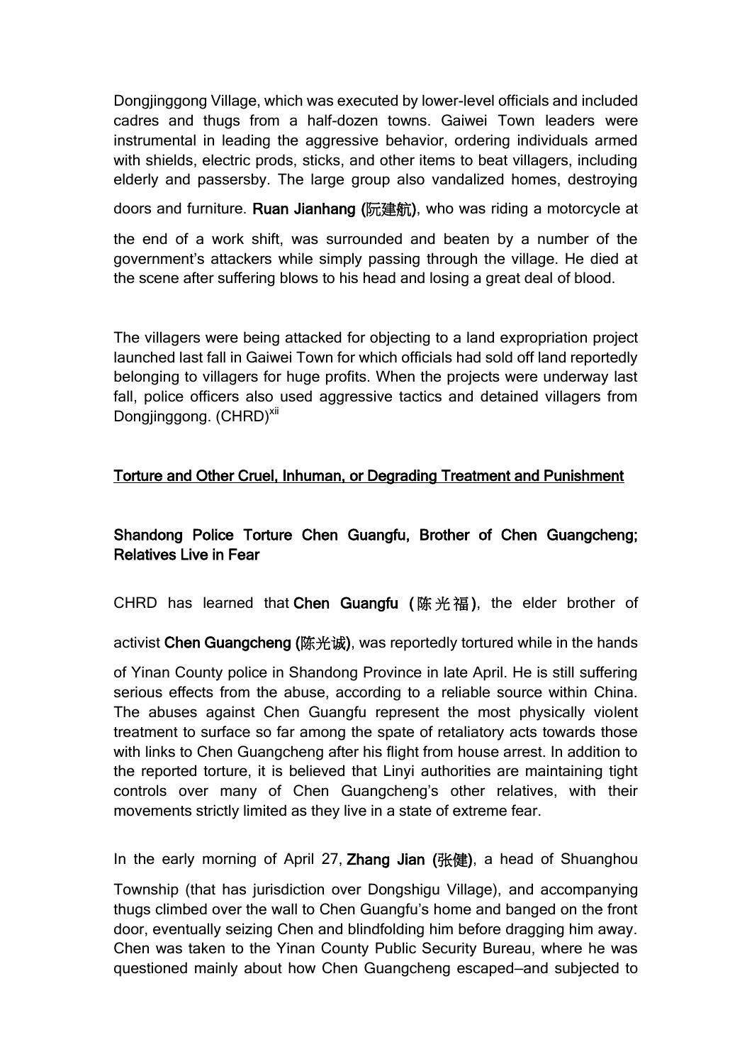Dongjinggong Village, which was executed by lower-level officials and included cadres and thugs from a half-dozen towns. Gaiwei Town leaders were instrumental in leading the aggressive behavior, ordering individuals armed with shields, electric prods, sticks, and other items to beat villagers, including elderly and passersby. The large group also vandalized homes, destroying doors and furniture. **Ruan Jianhang (阮建航)**, who was riding a motorcycle at the end of a work shift, was surrounded and beaten by a number of the government's attackers while simply passing through the village. He died at the scene after suffering blows to his head and losing a great deal of blood.

The villagers were being attacked for objecting to a land expropriation project launched last fall in Gaiwei Town for which officials had sold off land reportedly belonging to villagers for huge profits. When the projects were underway last fall, police officers also used aggressive tactics and detained villagers from Dongjinggong. (CHRD)[xii]

## Torture and Other Cruel, Inhuman, or Degrading Treatment and Punishment

### Shandong Police Torture Chen Guangfu, Brother of Chen Guangcheng; Relatives Live in Fear

CHRD has learned that **Chen Guangfu (陈光福)**, the elder brother of activist **Chen Guangcheng (陈光诚)**, was reportedly tortured while in the hands of Yinan County police in Shandong Province in late April. He is still suffering serious effects from the abuse, according to a reliable source within China. The abuses against Chen Guangfu represent the most physically violent treatment to surface so far among the spate of retaliatory acts towards those with links to Chen Guangcheng after his flight from house arrest. In addition to the reported torture, it is believed that Linyi authorities are maintaining tight controls over many of Chen Guangcheng's other relatives, with their movements strictly limited as they live in a state of extreme fear.

In the early morning of April 27, **Zhang Jian (张健)**, a head of Shuanghou Township (that has jurisdiction over Dongshigu Village), and accompanying thugs climbed over the wall to Chen Guangfu's home and banged on the front door, eventually seizing Chen and blindfolding him before dragging him away. Chen was taken to the Yinan County Public Security Bureau, where he was questioned mainly about how Chen Guangcheng escaped—and subjected to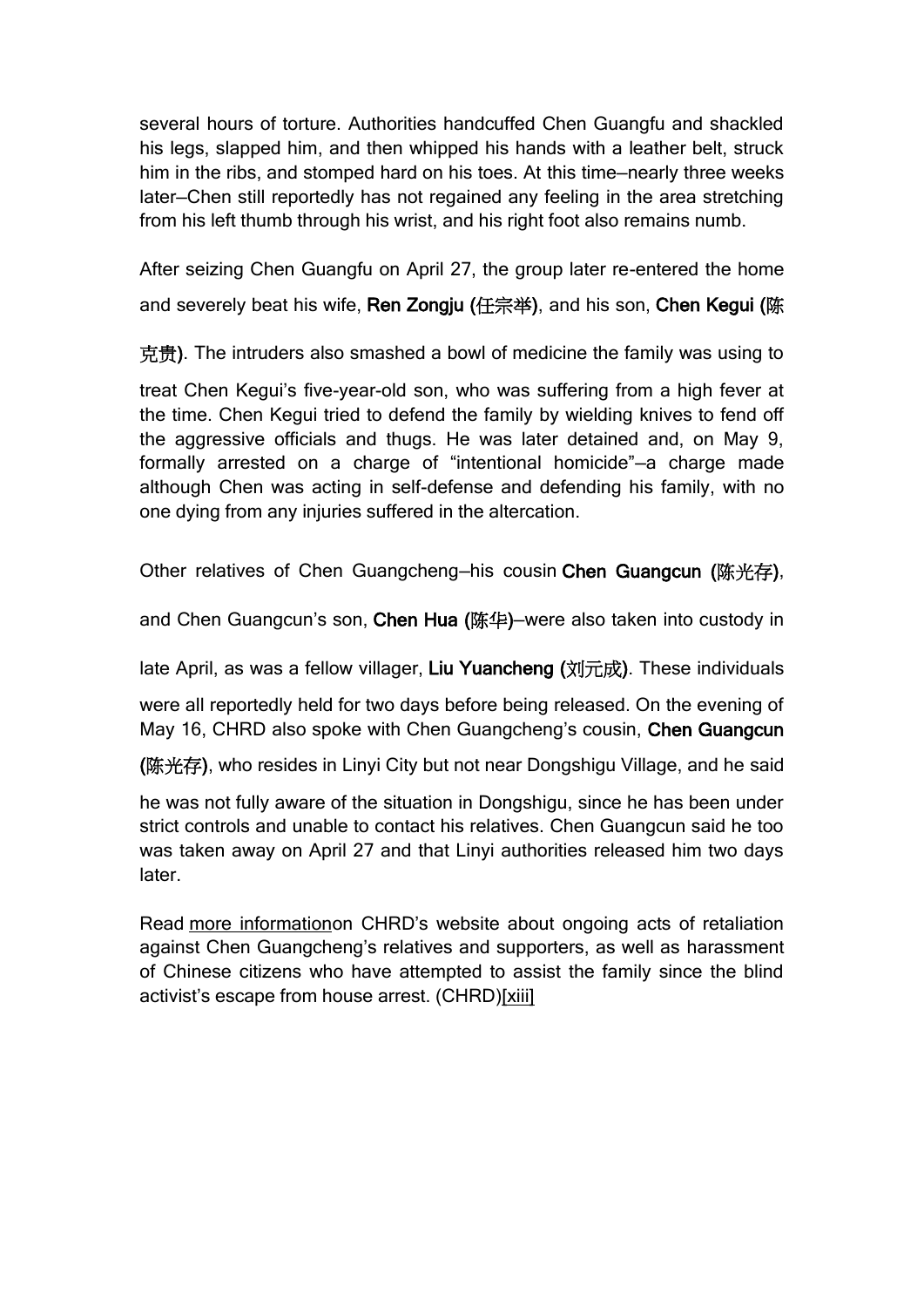several hours of torture. Authorities handcuffed Chen Guangfu and shackled his legs, slapped him, and then whipped his hands with a leather belt, struck him in the ribs, and stomped hard on his toes. At this time—nearly three weeks later—Chen still reportedly has not regained any feeling in the area stretching from his left thumb through his wrist, and his right foot also remains numb.

After seizing Chen Guangfu on April 27, the group later re-entered the home and severely beat his wife, **Ren Zongju (任宗举)**, and his son, **Chen Kegui (陈克贵)**. The intruders also smashed a bowl of medicine the family was using to treat Chen Kegui's five-year-old son, who was suffering from a high fever at the time. Chen Kegui tried to defend the family by wielding knives to fend off the aggressive officials and thugs. He was later detained and, on May 9, formally arrested on a charge of "intentional homicide"—a charge made although Chen was acting in self-defense and defending his family, with no one dying from any injuries suffered in the altercation.

Other relatives of Chen Guangcheng—his cousin **Chen Guangcun (陈光存)**, and Chen Guangcun's son, **Chen Hua (陈华)**—were also taken into custody in late April, as was a fellow villager, **Liu Yuancheng (刘元成)**. These individuals were all reportedly held for two days before being released. On the evening of May 16, CHRD also spoke with Chen Guangcheng's cousin, **Chen Guangcun (陈光存)**, who resides in Linyi City but not near Dongshigu Village, and he said he was not fully aware of the situation in Dongshigu, since he has been under strict controls and unable to contact his relatives. Chen Guangcun said he too was taken away on April 27 and that Linyi authorities released him two days later.

Read more informationon CHRD's website about ongoing acts of retaliation against Chen Guangcheng's relatives and supporters, as well as harassment of Chinese citizens who have attempted to assist the family since the blind activist's escape from house arrest. (CHRD)[xiii]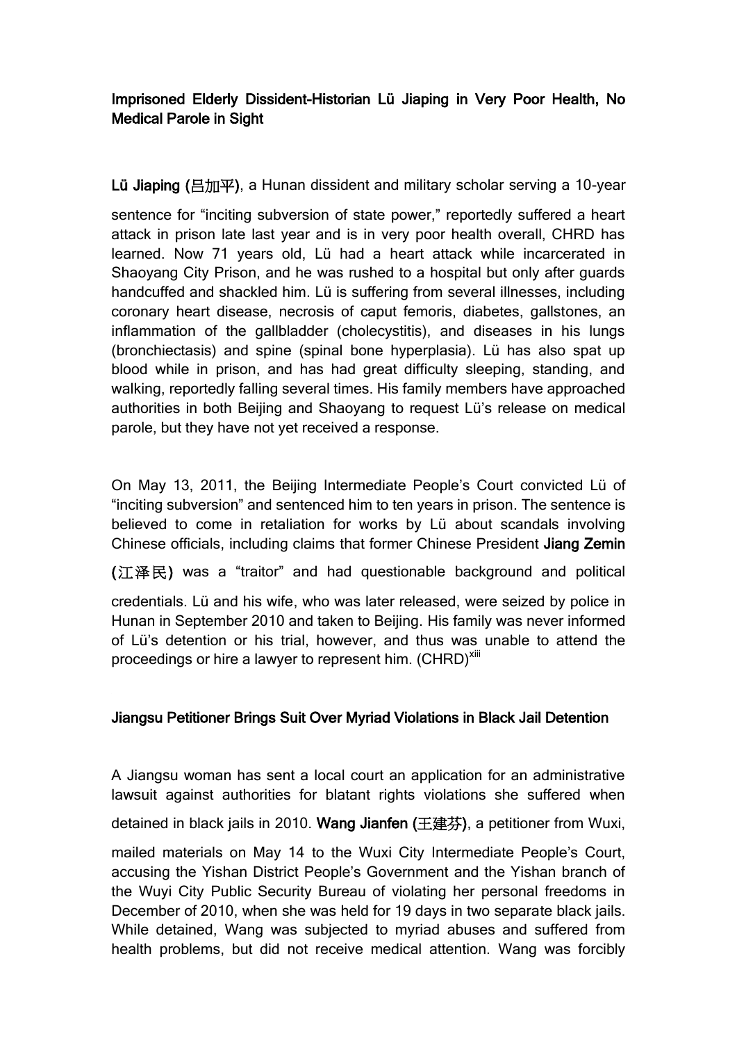**Imprisoned Elderly Dissident-Historian Lü Jiaping in Very Poor Health, No Medical Parole in Sight**

**Lü Jiaping (吕加平)**, a Hunan dissident and military scholar serving a 10-year sentence for "inciting subversion of state power," reportedly suffered a heart attack in prison late last year and is in very poor health overall, CHRD has learned. Now 71 years old, Lü had a heart attack while incarcerated in Shaoyang City Prison, and he was rushed to a hospital but only after guards handcuffed and shackled him. Lü is suffering from several illnesses, including coronary heart disease, necrosis of caput femoris, diabetes, gallstones, an inflammation of the gallbladder (cholecystitis), and diseases in his lungs (bronchiectasis) and spine (spinal bone hyperplasia). Lü has also spat up blood while in prison, and has had great difficulty sleeping, standing, and walking, reportedly falling several times. His family members have approached authorities in both Beijing and Shaoyang to request Lü's release on medical parole, but they have not yet received a response.

On May 13, 2011, the Beijing Intermediate People's Court convicted Lü of "inciting subversion" and sentenced him to ten years in prison. The sentence is believed to come in retaliation for works by Lü about scandals involving Chinese officials, including claims that former Chinese President **Jiang Zemin (江泽民)** was a "traitor" and had questionable background and political credentials. Lü and his wife, who was later released, were seized by police in Hunan in September 2010 and taken to Beijing. His family was never informed of Lü's detention or his trial, however, and thus was unable to attend the proceedings or hire a lawyer to represent him. (CHRD)[xiii]

**Jiangsu Petitioner Brings Suit Over Myriad Violations in Black Jail Detention**

A Jiangsu woman has sent a local court an application for an administrative lawsuit against authorities for blatant rights violations she suffered when detained in black jails in 2010. **Wang Jianfen (王建芬)**, a petitioner from Wuxi, mailed materials on May 14 to the Wuxi City Intermediate People's Court, accusing the Yishan District People's Government and the Yishan branch of the Wuyi City Public Security Bureau of violating her personal freedoms in December of 2010, when she was held for 19 days in two separate black jails. While detained, Wang was subjected to myriad abuses and suffered from health problems, but did not receive medical attention. Wang was forcibly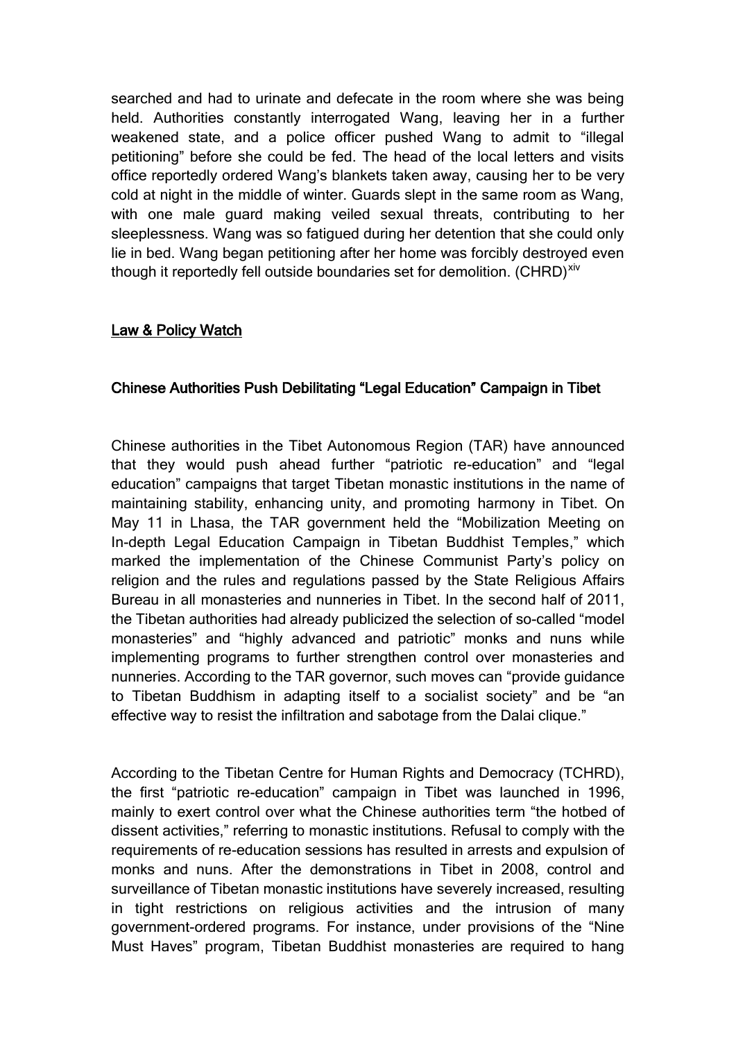searched and had to urinate and defecate in the room where she was being held. Authorities constantly interrogated Wang, leaving her in a further weakened state, and a police officer pushed Wang to admit to "illegal petitioning" before she could be fed. The head of the local letters and visits office reportedly ordered Wang's blankets taken away, causing her to be very cold at night in the middle of winter. Guards slept in the same room as Wang, with one male guard making veiled sexual threats, contributing to her sleeplessness. Wang was so fatigued during her detention that she could only lie in bed. Wang began petitioning after her home was forcibly destroyed even though it reportedly fell outside boundaries set for demolition. (CHRD)[xiv]

## Law & Policy Watch

### Chinese Authorities Push Debilitating "Legal Education" Campaign in Tibet

Chinese authorities in the Tibet Autonomous Region (TAR) have announced that they would push ahead further "patriotic re-education" and "legal education" campaigns that target Tibetan monastic institutions in the name of maintaining stability, enhancing unity, and promoting harmony in Tibet. On May 11 in Lhasa, the TAR government held the "Mobilization Meeting on In-depth Legal Education Campaign in Tibetan Buddhist Temples," which marked the implementation of the Chinese Communist Party's policy on religion and the rules and regulations passed by the State Religious Affairs Bureau in all monasteries and nunneries in Tibet. In the second half of 2011, the Tibetan authorities had already publicized the selection of so-called "model monasteries" and "highly advanced and patriotic" monks and nuns while implementing programs to further strengthen control over monasteries and nunneries. According to the TAR governor, such moves can "provide guidance to Tibetan Buddhism in adapting itself to a socialist society" and be "an effective way to resist the infiltration and sabotage from the Dalai clique."

According to the Tibetan Centre for Human Rights and Democracy (TCHRD), the first "patriotic re-education" campaign in Tibet was launched in 1996, mainly to exert control over what the Chinese authorities term "the hotbed of dissent activities," referring to monastic institutions. Refusal to comply with the requirements of re-education sessions has resulted in arrests and expulsion of monks and nuns. After the demonstrations in Tibet in 2008, control and surveillance of Tibetan monastic institutions have severely increased, resulting in tight restrictions on religious activities and the intrusion of many government-ordered programs. For instance, under provisions of the "Nine Must Haves" program, Tibetan Buddhist monasteries are required to hang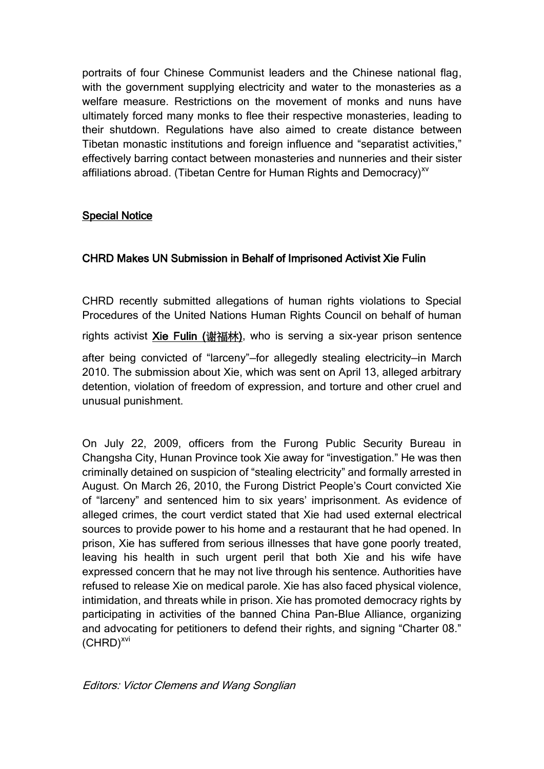portraits of four Chinese Communist leaders and the Chinese national flag, with the government supplying electricity and water to the monasteries as a welfare measure. Restrictions on the movement of monks and nuns have ultimately forced many monks to flee their respective monasteries, leading to their shutdown. Regulations have also aimed to create distance between Tibetan monastic institutions and foreign influence and "separatist activities," effectively barring contact between monasteries and nunneries and their sister affiliations abroad. (Tibetan Centre for Human Rights and Democracy)[xv]

## Special Notice

### CHRD Makes UN Submission in Behalf of Imprisoned Activist Xie Fulin

CHRD recently submitted allegations of human rights violations to Special Procedures of the United Nations Human Rights Council on behalf of human rights activist Xie Fulin (谢福林), who is serving a six-year prison sentence after being convicted of "larceny"—for allegedly stealing electricity—in March 2010. The submission about Xie, which was sent on April 13, alleged arbitrary detention, violation of freedom of expression, and torture and other cruel and unusual punishment.

On July 22, 2009, officers from the Furong Public Security Bureau in Changsha City, Hunan Province took Xie away for "investigation." He was then criminally detained on suspicion of "stealing electricity" and formally arrested in August. On March 26, 2010, the Furong District People's Court convicted Xie of "larceny" and sentenced him to six years' imprisonment. As evidence of alleged crimes, the court verdict stated that Xie had used external electrical sources to provide power to his home and a restaurant that he had opened. In prison, Xie has suffered from serious illnesses that have gone poorly treated, leaving his health in such urgent peril that both Xie and his wife have expressed concern that he may not live through his sentence. Authorities have refused to release Xie on medical parole. Xie has also faced physical violence, intimidation, and threats while in prison. Xie has promoted democracy rights by participating in activities of the banned China Pan-Blue Alliance, organizing and advocating for petitioners to defend their rights, and signing "Charter 08." (CHRD)[xvi]

*Editors: Victor Clemens and Wang Songlian*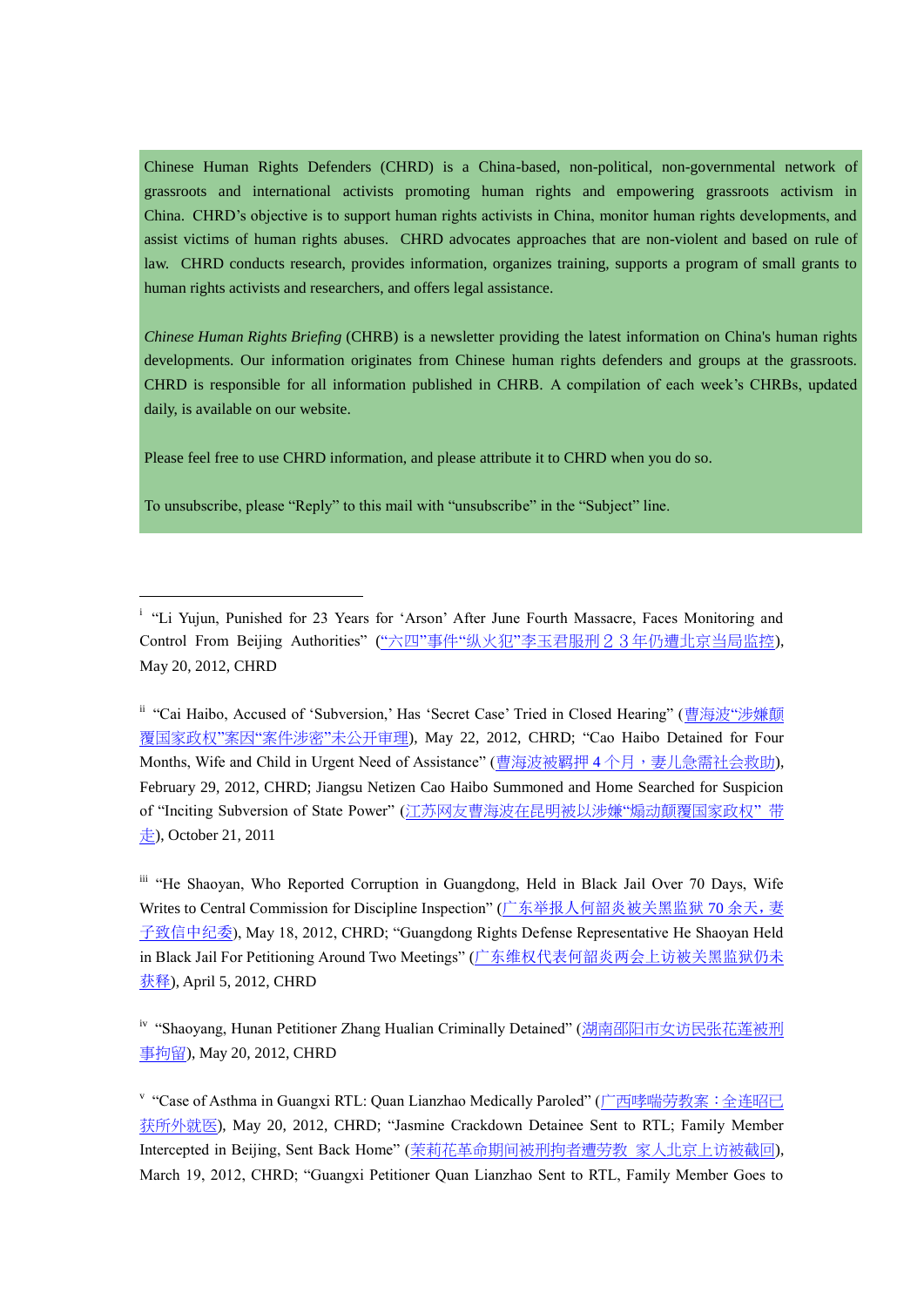Chinese Human Rights Defenders (CHRD) is a China-based, non-political, non-governmental network of grassroots and international activists promoting human rights and empowering grassroots activism in China. CHRD's objective is to support human rights activists in China, monitor human rights developments, and assist victims of human rights abuses. CHRD advocates approaches that are non-violent and based on rule of law. CHRD conducts research, provides information, organizes training, supports a program of small grants to human rights activists and researchers, and offers legal assistance.

*Chinese Human Rights Briefing* (CHRB) is a newsletter providing the latest information on China's human rights developments. Our information originates from Chinese human rights defenders and groups at the grassroots. CHRD is responsible for all information published in CHRB. A compilation of each week's CHRBs, updated daily, is available on our website.

Please feel free to use CHRD information, and please attribute it to CHRD when you do so.

To unsubscribe, please "Reply" to this mail with "unsubscribe" in the "Subject" line.

---

[i] "Li Yujun, Punished for 23 Years for 'Arson' After June Fourth Massacre, Faces Monitoring and Control From Beijing Authorities" (“六四”事件“纵火犯”李玉君服刑２３年仍遭北京当局监控), May 20, 2012, CHRD

[ii] "Cai Haibo, Accused of 'Subversion,' Has 'Secret Case' Tried in Closed Hearing" (曹海波“涉嫌颠覆国家政权”案因“案件涉密”未公开审理), May 22, 2012, CHRD; "Cao Haibo Detained for Four Months, Wife and Child in Urgent Need of Assistance" (曹海波被羁押４个月，妻儿急需社会救助), February 29, 2012, CHRD; Jiangsu Netizen Cao Haibo Summoned and Home Searched for Suspicion of "Inciting Subversion of State Power" (江苏网友曹海波在昆明被以涉嫌“煽动颠覆国家政权” 带走), October 21, 2011

[iii] "He Shaoyan, Who Reported Corruption in Guangdong, Held in Black Jail Over 70 Days, Wife Writes to Central Commission for Discipline Inspection" (广东举报人何韶炎被关黑监狱 70 余天，妻子致信中纪委), May 18, 2012, CHRD; "Guangdong Rights Defense Representative He Shaoyan Held in Black Jail For Petitioning Around Two Meetings" (广东维权代表何韶炎两会上访被关黑监狱仍未获释), April 5, 2012, CHRD

[iv] "Shaoyang, Hunan Petitioner Zhang Hualian Criminally Detained" (湖南邵阳市女访民张花莲被刑事拘留), May 20, 2012, CHRD

[v] "Case of Asthma in Guangxi RTL: Quan Lianzhao Medically Paroled" (广西哮喘劳教案：全连昭已获所外就医), May 20, 2012, CHRD; "Jasmine Crackdown Detainee Sent to RTL; Family Member Intercepted in Beijing, Sent Back Home" (茉莉花革命期间被刑拘者遭劳教 家人北京上访被截回), March 19, 2012, CHRD; "Guangxi Petitioner Quan Lianzhao Sent to RTL, Family Member Goes to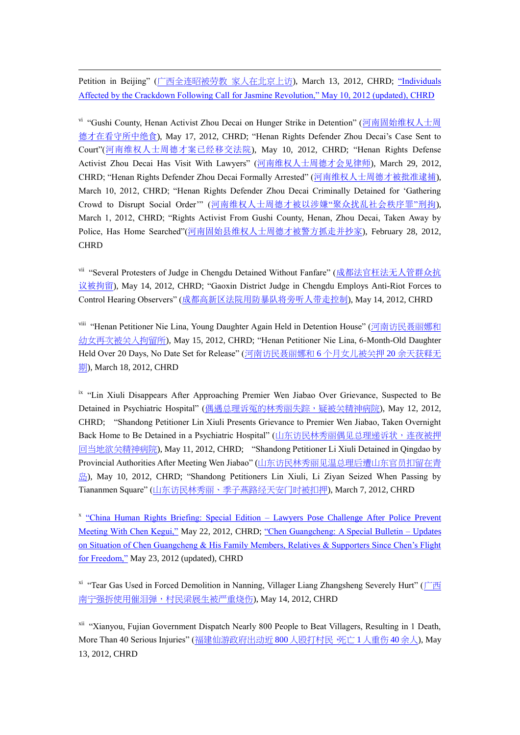Petition in Beijing" (广西全连昭被劳教 家人在北京上访), March 13, 2012, CHRD; "Individuals Affected by the Crackdown Following Call for Jasmine Revolution," May 10, 2012 (updated), CHRD

[vi] "Gushi County, Henan Activist Zhou Decai on Hunger Strike in Detention" (河南固始维权人士周德才在看守所中绝食), May 17, 2012, CHRD; "Henan Rights Defender Zhou Decai's Case Sent to Court"(河南维权人士周德才案已经移交法院), May 10, 2012, CHRD; "Henan Rights Defense Activist Zhou Decai Has Visit With Lawyers" (河南维权人士周德才会见律师), March 29, 2012, CHRD; "Henan Rights Defender Zhou Decai Formally Arrested" (河南维权人士周德才被批准逮捕), March 10, 2012, CHRD; "Henan Rights Defender Zhou Decai Criminally Detained for 'Gathering Crowd to Disrupt Social Order'" (河南维权人士周德才被以涉嫌"聚众扰乱社会秩序罪"刑拘), March 1, 2012, CHRD; "Rights Activist From Gushi County, Henan, Zhou Decai, Taken Away by Police, Has Home Searched"(河南固始县维权人士周德才被警方抓走并抄家), February 28, 2012, CHRD

[vii] "Several Protesters of Judge in Chengdu Detained Without Fanfare" (成都法官枉法无人管群众抗议被拘留), May 14, 2012, CHRD; "Gaoxin District Judge in Chengdu Employs Anti-Riot Forces to Control Hearing Observers" (成都高新区法院用防暴队将旁听人带走控制), May 14, 2012, CHRD

[viii] "Henan Petitioner Nie Lina, Young Daughter Again Held in Detention House" (河南访民聂丽娜和幼女再次被关入拘留所), May 15, 2012, CHRD; "Henan Petitioner Nie Lina, 6-Month-Old Daughter Held Over 20 Days, No Date Set for Release" (河南访民聂丽娜和 6 个月女儿被关押 20 余天获释无期), March 18, 2012, CHRD

[ix] "Lin Xiuli Disappears After Approaching Premier Wen Jiabao Over Grievance, Suspected to Be Detained in Psychiatric Hospital" (偶遇总理诉冤的林秀丽失踪，疑被关精神病院), May 12, 2012, CHRD; "Shandong Petitioner Lin Xiuli Presents Grievance to Premier Wen Jiabao, Taken Overnight Back Home to Be Detained in a Psychiatric Hospital" (山东访民林秀丽偶见总理递诉状，连夜被押回当地欲关精神病院), May 11, 2012, CHRD; "Shandong Petitioner Li Xiuli Detained in Qingdao by Provincial Authorities After Meeting Wen Jiabao" (山东访民林秀丽见温总理后遭山东官员扣留在青岛), May 10, 2012, CHRD; "Shandong Petitioners Lin Xiuli, Li Ziyan Seized When Passing by Tiananmen Square" (山东访民林秀丽、季子燕路经天安门时被扣押), March 7, 2012, CHRD

[x] "China Human Rights Briefing: Special Edition – Lawyers Pose Challenge After Police Prevent Meeting With Chen Kegui," May 22, 2012, CHRD; "Chen Guangcheng: A Special Bulletin – Updates on Situation of Chen Guangcheng & His Family Members, Relatives & Supporters Since Chen's Flight for Freedom," May 23, 2012 (updated), CHRD

[xi] "Tear Gas Used in Forced Demolition in Nanning, Villager Liang Zhangsheng Severely Hurt" (广西南宁强拆使用催泪弹，村民梁展生被严重烧伤), May 14, 2012, CHRD

[xii] "Xianyou, Fujian Government Dispatch Nearly 800 People to Beat Villagers, Resulting in 1 Death, More Than 40 Serious Injuries" (福建仙游政府出动近 800 人殴打村民 死亡 1 人重伤 40 余人), May 13, 2012, CHRD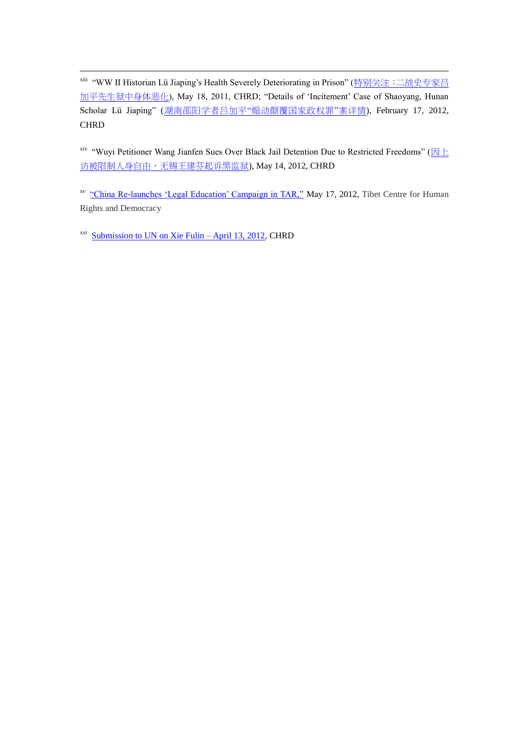[xiii] "WW II Historian Lü Jiaping's Health Severely Deteriorating in Prison" (特别关注：二战史专家吕加平先生狱中身体恶化), May 18, 2011, CHRD; "Details of 'Incitement' Case of Shaoyang, Hunan Scholar Lü Jiaping" (湖南邵阳学者吕加平"煽动颠覆国家政权罪"案详情), February 17, 2012, CHRD

[xiv] "Wuyi Petitioner Wang Jianfen Sues Over Black Jail Detention Due to Restricted Freedoms" (因上访被限制人身自由，无锡王建芬起诉黑监狱), May 14, 2012, CHRD

[xv] "China Re-launches 'Legal Education' Campaign in TAR," May 17, 2012, Tibet Centre for Human Rights and Democracy

[xvi] Submission to UN on Xie Fulin – April 13, 2012, CHRD